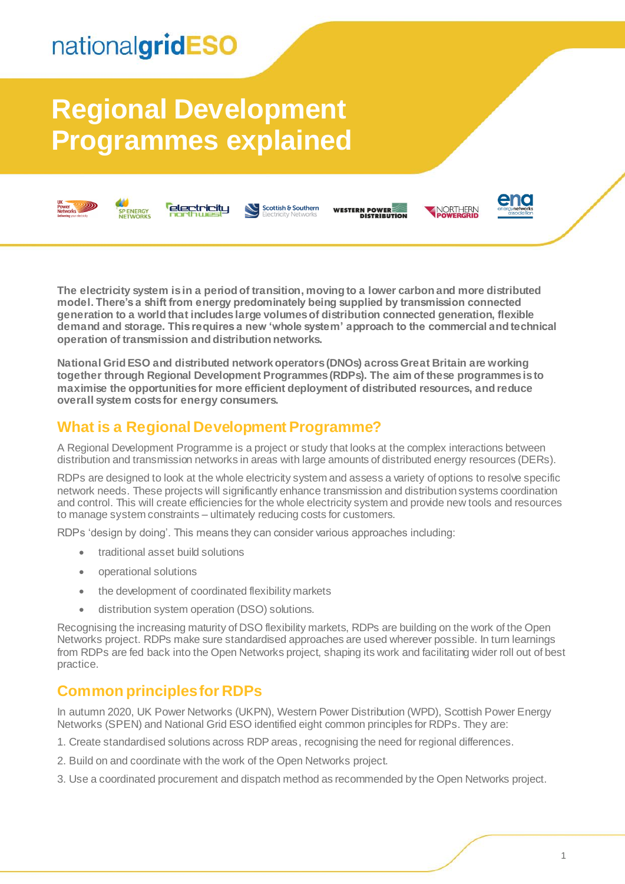nationalgridESO

# Regional Development Programmes explained

**The electricity system is in a period of transition, moving to a lower carbon and more distributed model. There's a shift from energy predominately being supplied by transmission connected generation to a world that includes large volumes of distribution connected generation, flexible demand and storage. This requires a new 'whole system' approach to the commercial and technical operation of transmission and distribution networks.**

**National Grid ESO and distributed network operators (DNOs) across Great Britain are working together through Regional Development Programmes (RDPs). The aim of these programmes is to maximise the opportunities for more efficient deployment of distributed resources, and reduce overall system costs for energy consumers.**

## What is a Regional Development Programme?

A Regional Development Programme is a project or study that looks at the complex interactions between distribution and transmission networks in areas with large amounts of distributed energy resources (DERs).

RDPs are designed to look at the whole electricity system and assess a variety of options to resolve specific network needs. These projects will significantly enhance transmission and distribution systems coordination and control. This will create efficiencies for the whole electricity system and provide new tools and resources to manage system constraints – ultimately reducing costs for customers.

RDPs 'design by doing'. This means they can consider various approaches including:

- traditional asset build solutions
- operational solutions
- the development of coordinated flexibility markets
- distribution system operation (DSO) solutions.

Recognising the increasing maturity of DSO flexibility markets, RDPs are building on the work of the Open Networks project. RDPs make sure standardised approaches are used wherever possible. In turn learnings from RDPs are fed back into the Open Networks project, shaping its work and facilitating wider roll out of best practice.

## Common principles for RDPs

In autumn 2020, UK Power Networks (UKPN), Western Power Distribution (WPD), Scottish Power Energy Networks (SPEN) and National Grid ESO identified eight common principles for RDPs. They are:

1. Create standardised solutions across RDP areas, recognising the need for regional differences.
2. Build on and coordinate with the work of the Open Networks project.
3. Use a coordinated procurement and dispatch method as recommended by the Open Networks project.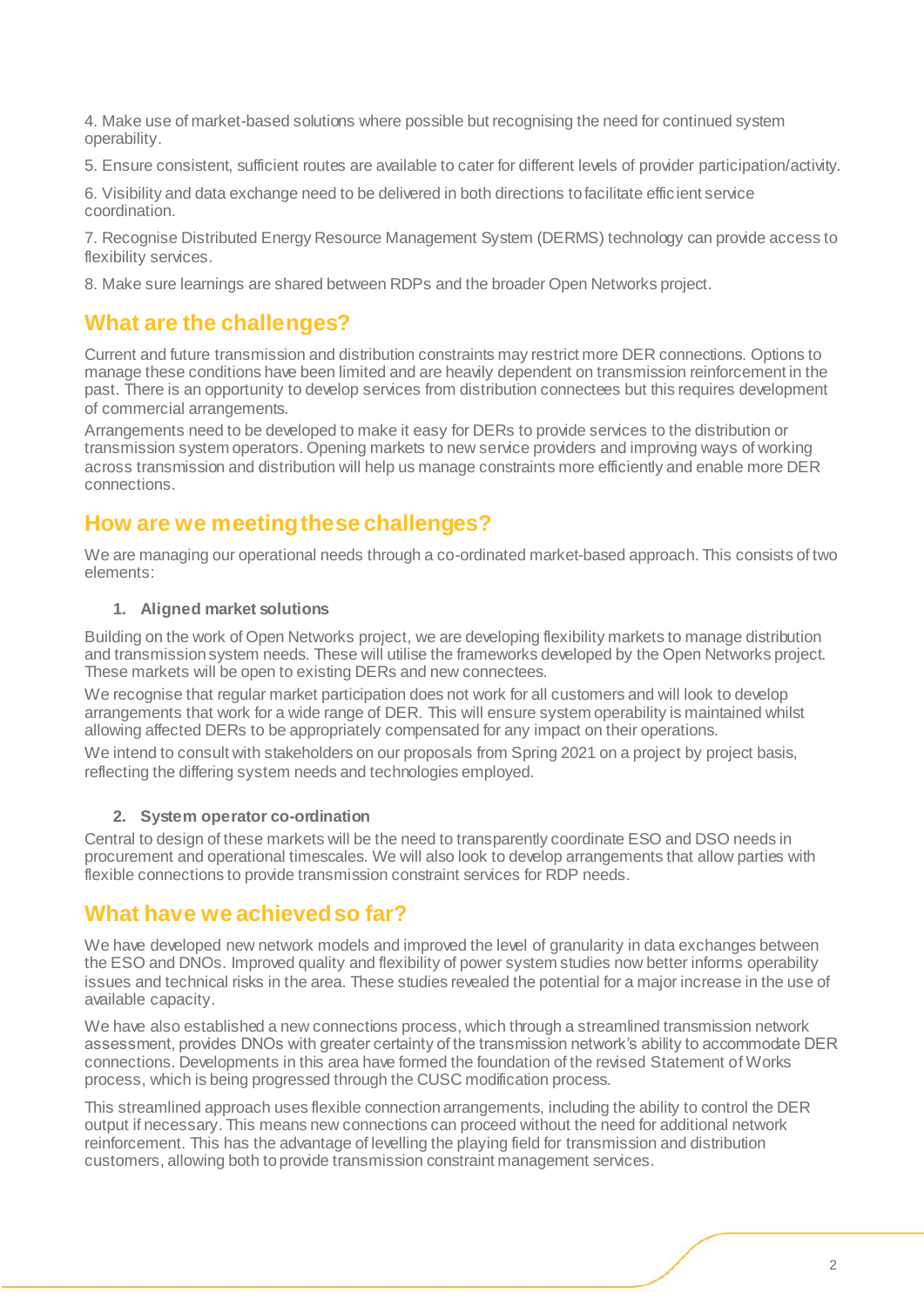4. Make use of market-based solutions where possible but recognising the need for continued system operability.

5. Ensure consistent, sufficient routes are available to cater for different levels of provider participation/activity.

6. Visibility and data exchange need to be delivered in both directions to facilitate efficient service coordination.

7. Recognise Distributed Energy Resource Management System (DERMS) technology can provide access to flexibility services.

8. Make sure learnings are shared between RDPs and the broader Open Networks project.

## What are the challenges?

Current and future transmission and distribution constraints may restrict more DER connections. Options to manage these conditions have been limited and are heavily dependent on transmission reinforcement in the past. There is an opportunity to develop services from distribution connectees but this requires development of commercial arrangements.

Arrangements need to be developed to make it easy for DERs to provide services to the distribution or transmission system operators. Opening markets to new service providers and improving ways of working across transmission and distribution will help us manage constraints more efficiently and enable more DER connections.

## How are we meeting these challenges?

We are managing our operational needs through a co-ordinated market-based approach. This consists of two elements:

### 1. Aligned market solutions

Building on the work of Open Networks project, we are developing flexibility markets to manage distribution and transmission system needs. These will utilise the frameworks developed by the Open Networks project. These markets will be open to existing DERs and new connectees.

We recognise that regular market participation does not work for all customers and will look to develop arrangements that work for a wide range of DER. This will ensure system operability is maintained whilst allowing affected DERs to be appropriately compensated for any impact on their operations.

We intend to consult with stakeholders on our proposals from Spring 2021 on a project by project basis, reflecting the differing system needs and technologies employed.

### 2. System operator co-ordination

Central to design of these markets will be the need to transparently coordinate ESO and DSO needs in procurement and operational timescales. We will also look to develop arrangements that allow parties with flexible connections to provide transmission constraint services for RDP needs.

## What have we achieved so far?

We have developed new network models and improved the level of granularity in data exchanges between the ESO and DNOs. Improved quality and flexibility of power system studies now better informs operability issues and technical risks in the area. These studies revealed the potential for a major increase in the use of available capacity.

We have also established a new connections process, which through a streamlined transmission network assessment, provides DNOs with greater certainty of the transmission network's ability to accommodate DER connections. Developments in this area have formed the foundation of the revised Statement of Works process, which is being progressed through the CUSC modification process.

This streamlined approach uses flexible connection arrangements, including the ability to control the DER output if necessary. This means new connections can proceed without the need for additional network reinforcement. This has the advantage of levelling the playing field for transmission and distribution customers, allowing both to provide transmission constraint management services.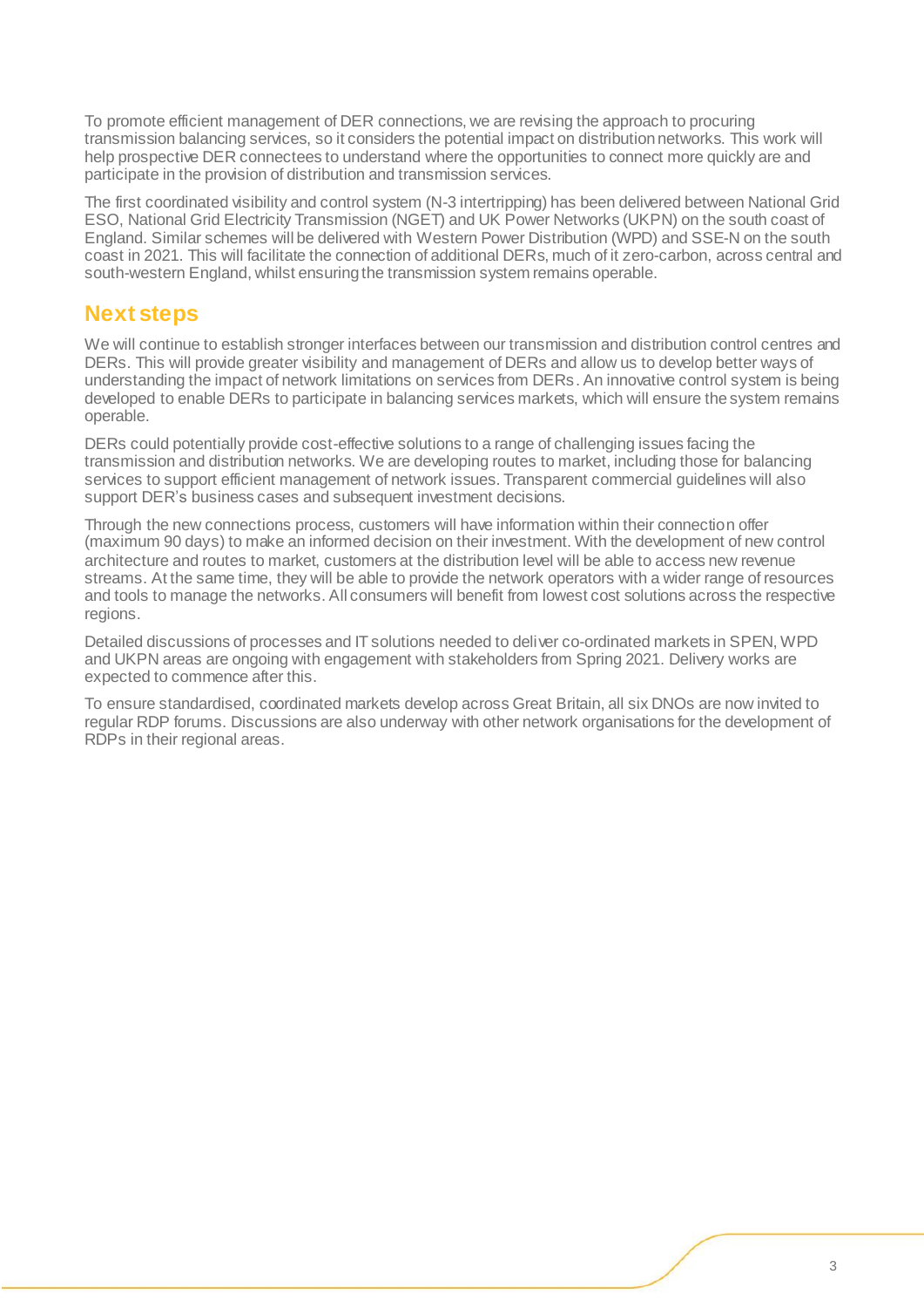To promote efficient management of DER connections, we are revising the approach to procuring transmission balancing services, so it considers the potential impact on distribution networks. This work will help prospective DER connectees to understand where the opportunities to connect more quickly are and participate in the provision of distribution and transmission services.

The first coordinated visibility and control system (N-3 intertripping) has been delivered between National Grid ESO, National Grid Electricity Transmission (NGET) and UK Power Networks (UKPN) on the south coast of England. Similar schemes will be delivered with Western Power Distribution (WPD) and SSE-N on the south coast in 2021. This will facilitate the connection of additional DERs, much of it zero-carbon, across central and south-western England, whilst ensuring the transmission system remains operable.

## Next steps

We will continue to establish stronger interfaces between our transmission and distribution control centres and DERs. This will provide greater visibility and management of DERs and allow us to develop better ways of understanding the impact of network limitations on services from DERs. An innovative control system is being developed to enable DERs to participate in balancing services markets, which will ensure the system remains operable.

DERs could potentially provide cost-effective solutions to a range of challenging issues facing the transmission and distribution networks. We are developing routes to market, including those for balancing services to support efficient management of network issues. Transparent commercial guidelines will also support DER's business cases and subsequent investment decisions.

Through the new connections process, customers will have information within their connection offer (maximum 90 days) to make an informed decision on their investment. With the development of new control architecture and routes to market, customers at the distribution level will be able to access new revenue streams. At the same time, they will be able to provide the network operators with a wider range of resources and tools to manage the networks. All consumers will benefit from lowest cost solutions across the respective regions.

Detailed discussions of processes and IT solutions needed to deliver co-ordinated markets in SPEN, WPD and UKPN areas are ongoing with engagement with stakeholders from Spring 2021. Delivery works are expected to commence after this.

To ensure standardised, coordinated markets develop across Great Britain, all six DNOs are now invited to regular RDP forums. Discussions are also underway with other network organisations for the development of RDPs in their regional areas.